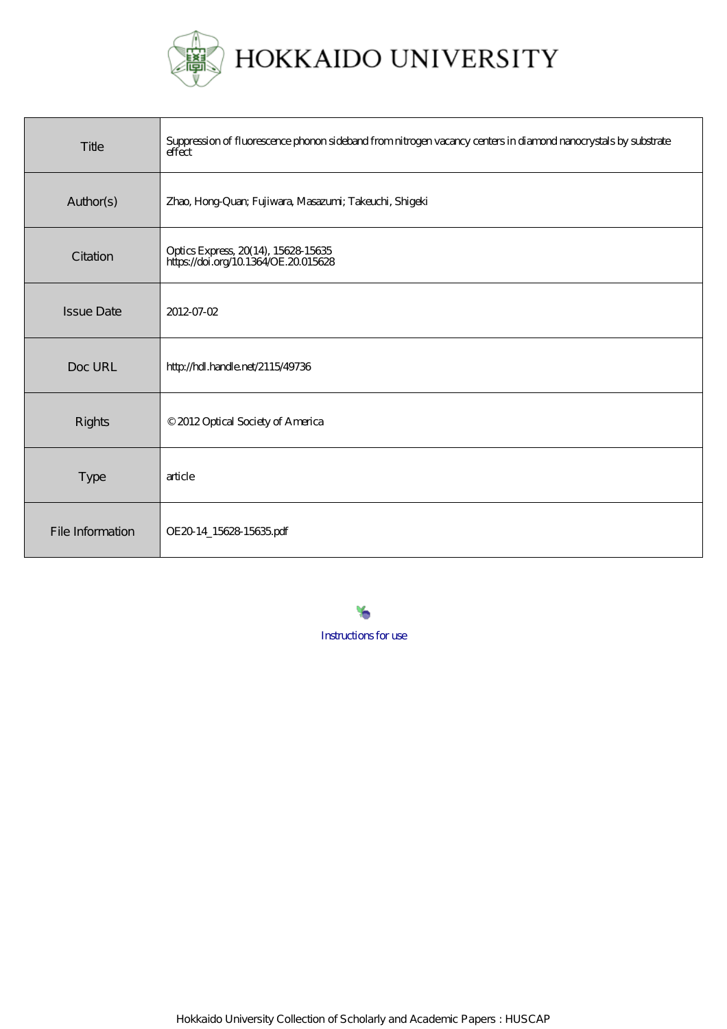HOKKAIDO UNIVERSITY

| | |
|---|---|
| Title | Suppression of fluorescence phonon sideband from nitrogen vacancy centers in diamond nanocrystals by substrate effect |
| Author(s) | Zhao, Hong-Quan; Fujiwara, Masazumi; Takeuchi, Shigeki |
| Citation | Optics Express, 20(14), 15628-15635<br>https://doi.org/10.1364/OE.20.015628 |
| Issue Date | 2012-07-02 |
| Doc URL | http://hdl.handle.net/2115/49736 |
| Rights | © 2012 Optical Society of America |
| Type | article |
| File Information | OE20-14_15628-15635.pdf |

Instructions for use

Hokkaido University Collection of Scholarly and Academic Papers : HUSCAP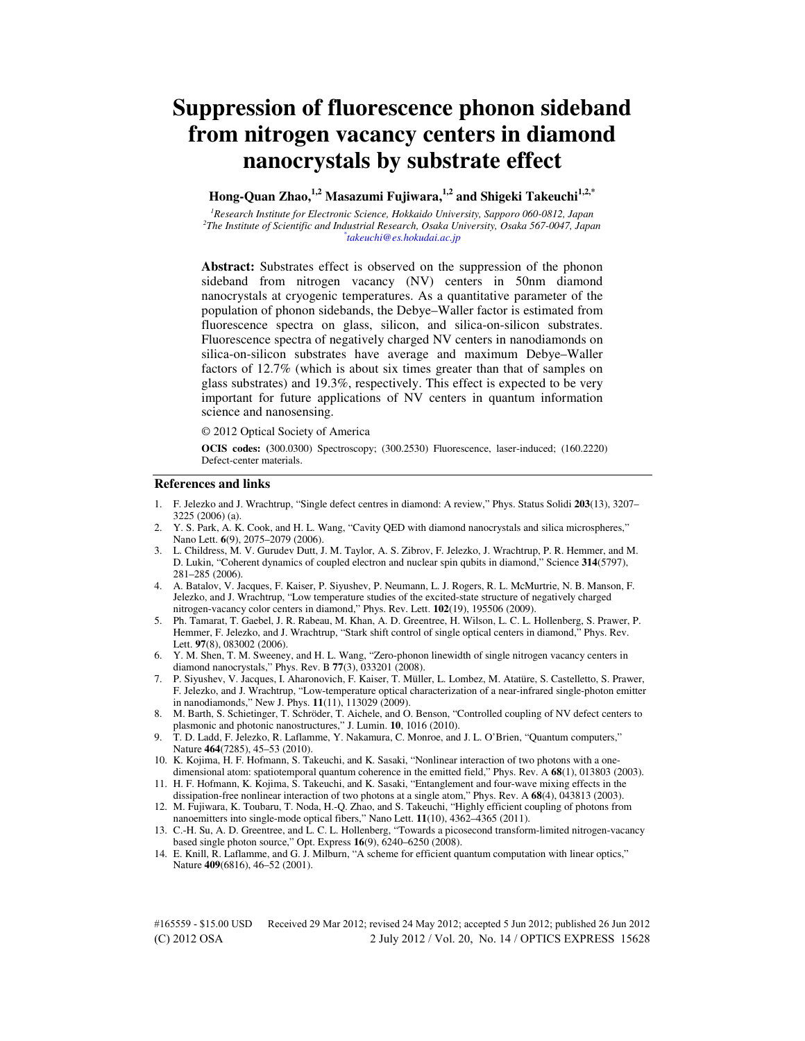# Suppression of fluorescence phonon sideband from nitrogen vacancy centers in diamond nanocrystals by substrate effect

**Hong-Quan Zhao,[1,2] Masazumi Fujiwara,[1,2] and Shigeki Takeuchi[1,2,*]**

[1] *Research Institute for Electronic Science, Hokkaido University, Sapporo 060-0812, Japan*
[2] *The Institute of Scientific and Industrial Research, Osaka University, Osaka 567-0047, Japan*
[*] *takeuchi@es.hokudai.ac.jp*

**Abstract:** Substrates effect is observed on the suppression of the phonon sideband from nitrogen vacancy (NV) centers in 50nm diamond nanocrystals at cryogenic temperatures. As a quantitative parameter of the population of phonon sidebands, the Debye–Waller factor is estimated from fluorescence spectra on glass, silicon, and silica-on-silicon substrates. Fluorescence spectra of negatively charged NV centers in nanodiamonds on silica-on-silicon substrates have average and maximum Debye–Waller factors of 12.7% (which is about six times greater than that of samples on glass substrates) and 19.3%, respectively. This effect is expected to be very important for future applications of NV centers in quantum information science and nanosensing.

© 2012 Optical Society of America

**OCIS codes:** (300.0300) Spectroscopy; (300.2530) Fluorescence, laser-induced; (160.2220) Defect-center materials.

## References and links

1. F. Jelezko and J. Wrachtrup, "Single defect centres in diamond: A review," Phys. Status Solidi **203**(13), 3207–3225 (2006) (a).
2. Y. S. Park, A. K. Cook, and H. L. Wang, "Cavity QED with diamond nanocrystals and silica microspheres," Nano Lett. **6**(9), 2075–2079 (2006).
3. L. Childress, M. V. Gurudev Dutt, J. M. Taylor, A. S. Zibrov, F. Jelezko, J. Wrachtrup, P. R. Hemmer, and M. D. Lukin, "Coherent dynamics of coupled electron and nuclear spin qubits in diamond," Science **314**(5797), 281–285 (2006).
4. A. Batalov, V. Jacques, F. Kaiser, P. Siyushev, P. Neumann, L. J. Rogers, R. L. McMurtrie, N. B. Manson, F. Jelezko, and J. Wrachtrup, "Low temperature studies of the excited-state structure of negatively charged nitrogen-vacancy color centers in diamond," Phys. Rev. Lett. **102**(19), 195506 (2009).
5. Ph. Tamarat, T. Gaebel, J. R. Rabeau, M. Khan, A. D. Greentree, H. Wilson, L. C. L. Hollenberg, S. Prawer, P. Hemmer, F. Jelezko, and J. Wrachtrup, "Stark shift control of single optical centers in diamond," Phys. Rev. Lett. **97**(8), 083002 (2006).
6. Y. M. Shen, T. M. Sweeney, and H. L. Wang, "Zero-phonon linewidth of single nitrogen vacancy centers in diamond nanocrystals," Phys. Rev. B **77**(3), 033201 (2008).
7. P. Siyushev, V. Jacques, I. Aharonovich, F. Kaiser, T. Müller, L. Lombez, M. Atatüre, S. Castelletto, S. Prawer, F. Jelezko, and J. Wrachtrup, "Low-temperature optical characterization of a near-infrared single-photon emitter in nanodiamonds," New J. Phys. **11**(11), 113029 (2009).
8. M. Barth, S. Schietinger, T. Schröder, T. Aichele, and O. Benson, "Controlled coupling of NV defect centers to plasmonic and photonic nanostructures," J. Lumin. **10**, 1016 (2010).
9. T. D. Ladd, F. Jelezko, R. Laflamme, Y. Nakamura, C. Monroe, and J. L. O'Brien, "Quantum computers," Nature **464**(7285), 45–53 (2010).
10. K. Kojima, H. F. Hofmann, S. Takeuchi, and K. Sasaki, "Nonlinear interaction of two photons with a one-dimensional atom: spatiotemporal quantum coherence in the emitted field," Phys. Rev. A **68**(1), 013803 (2003).
11. H. F. Hofmann, K. Kojima, S. Takeuchi, and K. Sasaki, "Entanglement and four-wave mixing effects in the dissipation-free nonlinear interaction of two photons at a single atom," Phys. Rev. A **68**(4), 043813 (2003).
12. M. Fujiwara, K. Toubaru, T. Noda, H.-Q. Zhao, and S. Takeuchi, "Highly efficient coupling of photons from nanoemitters into single-mode optical fibers," Nano Lett. **11**(10), 4362–4365 (2011).
13. C.-H. Su, A. D. Greentree, and L. C. L. Hollenberg, "Towards a picosecond transform-limited nitrogen-vacancy based single photon source," Opt. Express **16**(9), 6240–6250 (2008).
14. E. Knill, R. Laflamme, and G. J. Milburn, "A scheme for efficient quantum computation with linear optics," Nature **409**(6816), 46–52 (2001).

#165559 - $15.00 USD Received 29 Mar 2012; revised 24 May 2012; accepted 5 Jun 2012; published 26 Jun 2012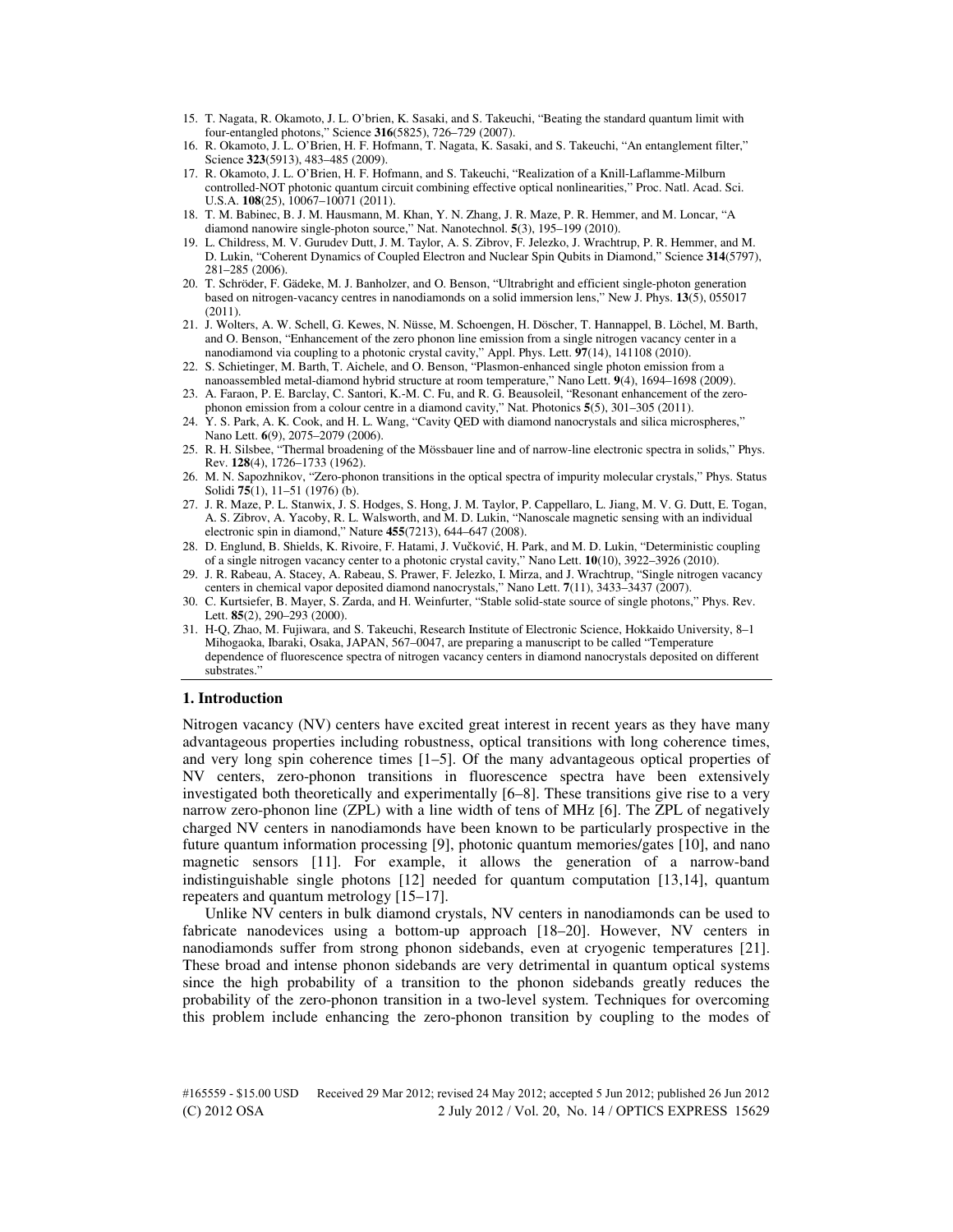15. T. Nagata, R. Okamoto, J. L. O'brien, K. Sasaki, and S. Takeuchi, "Beating the standard quantum limit with four-entangled photons," Science **316**(5825), 726–729 (2007).
16. R. Okamoto, J. L. O'Brien, H. F. Hofmann, T. Nagata, K. Sasaki, and S. Takeuchi, "An entanglement filter," Science **323**(5913), 483–485 (2009).
17. R. Okamoto, J. L. O'Brien, H. F. Hofmann, and S. Takeuchi, "Realization of a Knill-Laflamme-Milburn controlled-NOT photonic quantum circuit combining effective optical nonlinearities," Proc. Natl. Acad. Sci. U.S.A. **108**(25), 10067–10071 (2011).
18. T. M. Babinec, B. J. M. Hausmann, M. Khan, Y. N. Zhang, J. R. Maze, P. R. Hemmer, and M. Loncar, "A diamond nanowire single-photon source," Nat. Nanotechnol. **5**(3), 195–199 (2010).
19. L. Childress, M. V. Gurudev Dutt, J. M. Taylor, A. S. Zibrov, F. Jelezko, J. Wrachtrup, P. R. Hemmer, and M. D. Lukin, "Coherent Dynamics of Coupled Electron and Nuclear Spin Qubits in Diamond," Science **314**(5797), 281–285 (2006).
20. T. Schröder, F. Gädeke, M. J. Banholzer, and O. Benson, "Ultrabright and efficient single-photon generation based on nitrogen-vacancy centres in nanodiamonds on a solid immersion lens," New J. Phys. **13**(5), 055017 (2011).
21. J. Wolters, A. W. Schell, G. Kewes, N. Nüsse, M. Schoengen, H. Döscher, T. Hannappel, B. Löchel, M. Barth, and O. Benson, "Enhancement of the zero phonon line emission from a single nitrogen vacancy center in a nanodiamond via coupling to a photonic crystal cavity," Appl. Phys. Lett. **97**(14), 141108 (2010).
22. S. Schietinger, M. Barth, T. Aichele, and O. Benson, "Plasmon-enhanced single photon emission from a nanoassembled metal-diamond hybrid structure at room temperature," Nano Lett. **9**(4), 1694–1698 (2009).
23. A. Faraon, P. E. Barclay, C. Santori, K.-M. C. Fu, and R. G. Beausoleil, "Resonant enhancement of the zero-phonon emission from a colour centre in a diamond cavity," Nat. Photonics **5**(5), 301–305 (2011).
24. Y. S. Park, A. K. Cook, and H. L. Wang, "Cavity QED with diamond nanocrystals and silica microspheres," Nano Lett. **6**(9), 2075–2079 (2006).
25. R. H. Silsbee, "Thermal broadening of the Mössbauer line and of narrow-line electronic spectra in solids," Phys. Rev. **128**(4), 1726–1733 (1962).
26. M. N. Sapozhnikov, "Zero-phonon transitions in the optical spectra of impurity molecular crystals," Phys. Status Solidi **75**(1), 11–51 (1976) (b).
27. J. R. Maze, P. L. Stanwix, J. S. Hodges, S. Hong, J. M. Taylor, P. Cappellaro, L. Jiang, M. V. G. Dutt, E. Togan, A. S. Zibrov, A. Yacoby, R. L. Walsworth, and M. D. Lukin, "Nanoscale magnetic sensing with an individual electronic spin in diamond," Nature **455**(7213), 644–647 (2008).
28. D. Englund, B. Shields, K. Rivoire, F. Hatami, J. Vučković, H. Park, and M. D. Lukin, "Deterministic coupling of a single nitrogen vacancy center to a photonic crystal cavity," Nano Lett. **10**(10), 3922–3926 (2010).
29. J. R. Rabeau, A. Stacey, A. Rabeau, S. Prawer, F. Jelezko, I. Mirza, and J. Wrachtrup, "Single nitrogen vacancy centers in chemical vapor deposited diamond nanocrystals," Nano Lett. **7**(11), 3433–3437 (2007).
30. C. Kurtsiefer, B. Mayer, S. Zarda, and H. Weinfurter, "Stable solid-state source of single photons," Phys. Rev. Lett. **85**(2), 290–293 (2000).
31. H-Q, Zhao, M. Fujiwara, and S. Takeuchi, Research Institute of Electronic Science, Hokkaido University, 8–1 Mihogaoka, Ibaraki, Osaka, JAPAN, 567–0047, are preparing a manuscript to be called "Temperature dependence of fluorescence spectra of nitrogen vacancy centers in diamond nanocrystals deposited on different substrates."

## 1. Introduction

Nitrogen vacancy (NV) centers have excited great interest in recent years as they have many advantageous properties including robustness, optical transitions with long coherence times, and very long spin coherence times [1–5]. Of the many advantageous optical properties of NV centers, zero-phonon transitions in fluorescence spectra have been extensively investigated both theoretically and experimentally [6–8]. These transitions give rise to a very narrow zero-phonon line (ZPL) with a line width of tens of MHz [6]. The ZPL of negatively charged NV centers in nanodiamonds have been known to be particularly prospective in the future quantum information processing [9], photonic quantum memories/gates [10], and nano magnetic sensors [11]. For example, it allows the generation of a narrow-band indistinguishable single photons [12] needed for quantum computation [13,14], quantum repeaters and quantum metrology [15–17].

Unlike NV centers in bulk diamond crystals, NV centers in nanodiamonds can be used to fabricate nanodevices using a bottom-up approach [18–20]. However, NV centers in nanodiamonds suffer from strong phonon sidebands, even at cryogenic temperatures [21]. These broad and intense phonon sidebands are very detrimental in quantum optical systems since the high probability of a transition to the phonon sidebands greatly reduces the probability of the zero-phonon transition in a two-level system. Techniques for overcoming this problem include enhancing the zero-phonon transition by coupling to the modes of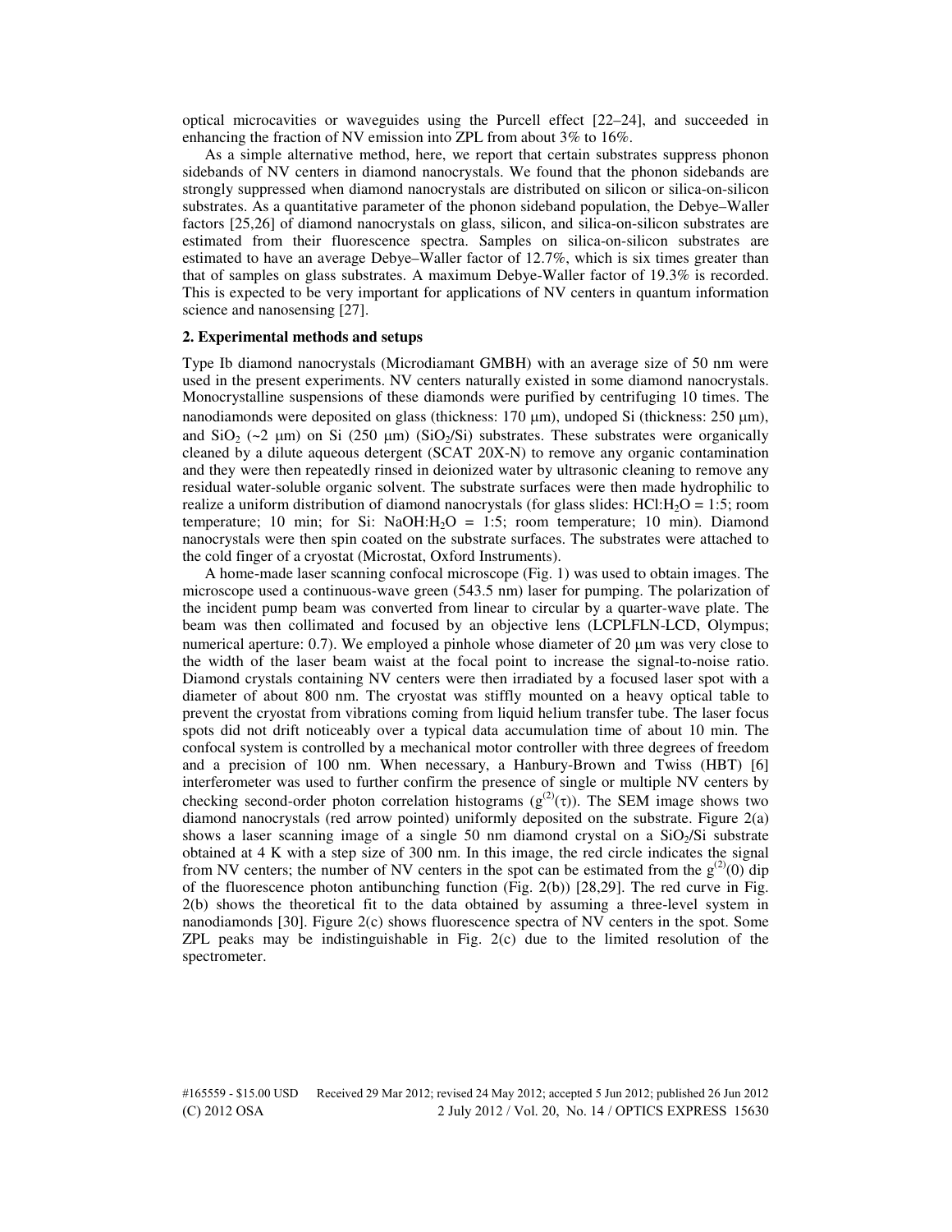optical microcavities or waveguides using the Purcell effect [22–24], and succeeded in enhancing the fraction of NV emission into ZPL from about 3% to 16%.

As a simple alternative method, here, we report that certain substrates suppress phonon sidebands of NV centers in diamond nanocrystals. We found that the phonon sidebands are strongly suppressed when diamond nanocrystals are distributed on silicon or silica-on-silicon substrates. As a quantitative parameter of the phonon sideband population, the Debye–Waller factors [25,26] of diamond nanocrystals on glass, silicon, and silica-on-silicon substrates are estimated from their fluorescence spectra. Samples on silica-on-silicon substrates are estimated to have an average Debye–Waller factor of 12.7%, which is six times greater than that of samples on glass substrates. A maximum Debye-Waller factor of 19.3% is recorded. This is expected to be very important for applications of NV centers in quantum information science and nanosensing [27].

## 2. Experimental methods and setups

Type Ib diamond nanocrystals (Microdiamant GMBH) with an average size of 50 nm were used in the present experiments. NV centers naturally existed in some diamond nanocrystals. Monocrystalline suspensions of these diamonds were purified by centrifuging 10 times. The nanodiamonds were deposited on glass (thickness: 170 μm), undoped Si (thickness: 250 μm), and $SiO_2$ (~2 μm) on Si (250 μm) ($SiO_2$/Si) substrates. These substrates were organically cleaned by a dilute aqueous detergent (SCAT 20X-N) to remove any organic contamination and they were then repeatedly rinsed in deionized water by ultrasonic cleaning to remove any residual water-soluble organic solvent. The substrate surfaces were then made hydrophilic to realize a uniform distribution of diamond nanocrystals (for glass slides: $HCl:H_2O$ = 1:5; room temperature; 10 min; for Si: $NaOH:H_2O$ = 1:5; room temperature; 10 min). Diamond nanocrystals were then spin coated on the substrate surfaces. The substrates were attached to the cold finger of a cryostat (Microstat, Oxford Instruments).

A home-made laser scanning confocal microscope (Fig. 1) was used to obtain images. The microscope used a continuous-wave green (543.5 nm) laser for pumping. The polarization of the incident pump beam was converted from linear to circular by a quarter-wave plate. The beam was then collimated and focused by an objective lens (LCPLFLN-LCD, Olympus; numerical aperture: 0.7). We employed a pinhole whose diameter of 20 μm was very close to the width of the laser beam waist at the focal point to increase the signal-to-noise ratio. Diamond crystals containing NV centers were then irradiated by a focused laser spot with a diameter of about 800 nm. The cryostat was stiffly mounted on a heavy optical table to prevent the cryostat from vibrations coming from liquid helium transfer tube. The laser focus spots did not drift noticeably over a typical data accumulation time of about 10 min. The confocal system is controlled by a mechanical motor controller with three degrees of freedom and a precision of 100 nm. When necessary, a Hanbury-Brown and Twiss (HBT) [6] interferometer was used to further confirm the presence of single or multiple NV centers by checking second-order photon correlation histograms ($g^{(2)}(\tau)$). The SEM image shows two diamond nanocrystals (red arrow pointed) uniformly deposited on the substrate. Figure 2(a) shows a laser scanning image of a single 50 nm diamond crystal on a $SiO_2$/Si substrate obtained at 4 K with a step size of 300 nm. In this image, the red circle indicates the signal from NV centers; the number of NV centers in the spot can be estimated from the $g^{(2)}(0)$ dip of the fluorescence photon antibunching function (Fig. 2(b)) [28,29]. The red curve in Fig. 2(b) shows the theoretical fit to the data obtained by assuming a three-level system in nanodiamonds [30]. Figure 2(c) shows fluorescence spectra of NV centers in the spot. Some ZPL peaks may be indistinguishable in Fig. 2(c) due to the limited resolution of the spectrometer.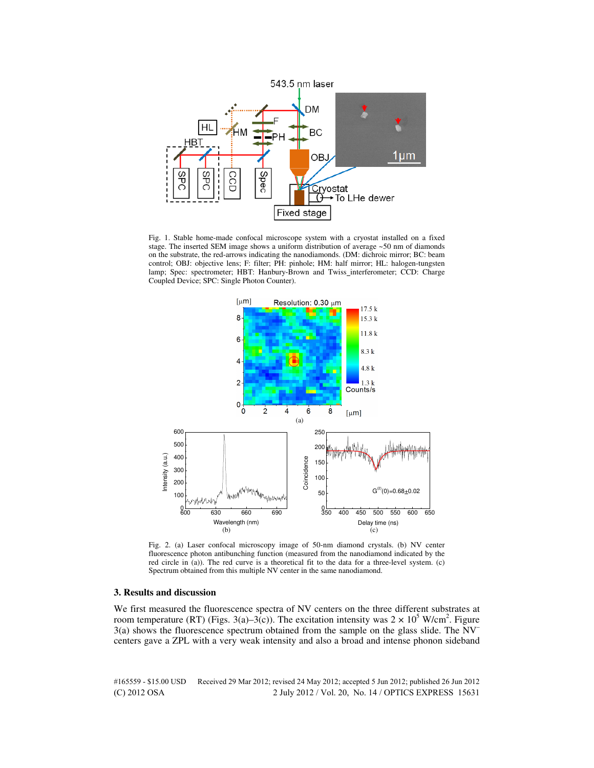Fig. 1. Stable home-made confocal microscope system with a cryostat installed on a fixed stage. The inserted SEM image shows a uniform distribution of average ~50 nm of diamonds on the substrate, the red-arrows indicating the nanodiamonds. (DM: dichroic mirror; BC: beam control; OBJ: objective lens; F: filter; PH: pinhole; HM: half mirror; HL: halogen-tungsten lamp; Spec: spectrometer; HBT: Hanbury-Brown and Twiss_interferometer; CCD: Charge Coupled Device; SPC: Single Photon Counter).

Fig. 2. (a) Laser confocal microscopy image of 50-nm diamond crystals. (b) NV center fluorescence photon antibunching function (measured from the nanodiamond indicated by the red circle in (a)). The red curve is a theoretical fit to the data for a three-level system. (c) Spectrum obtained from this multiple NV center in the same nanodiamond.

### 3. Results and discussion

We first measured the fluorescence spectra of NV centers on the three different substrates at room temperature (RT) (Figs. 3(a)–3(c)). The excitation intensity was $2 \times 10^5$ W/cm$^2$. Figure 3(a) shows the fluorescence spectrum obtained from the sample on the glass slide. The $NV^-$ centers gave a ZPL with a very weak intensity and also a broad and intense phonon sideband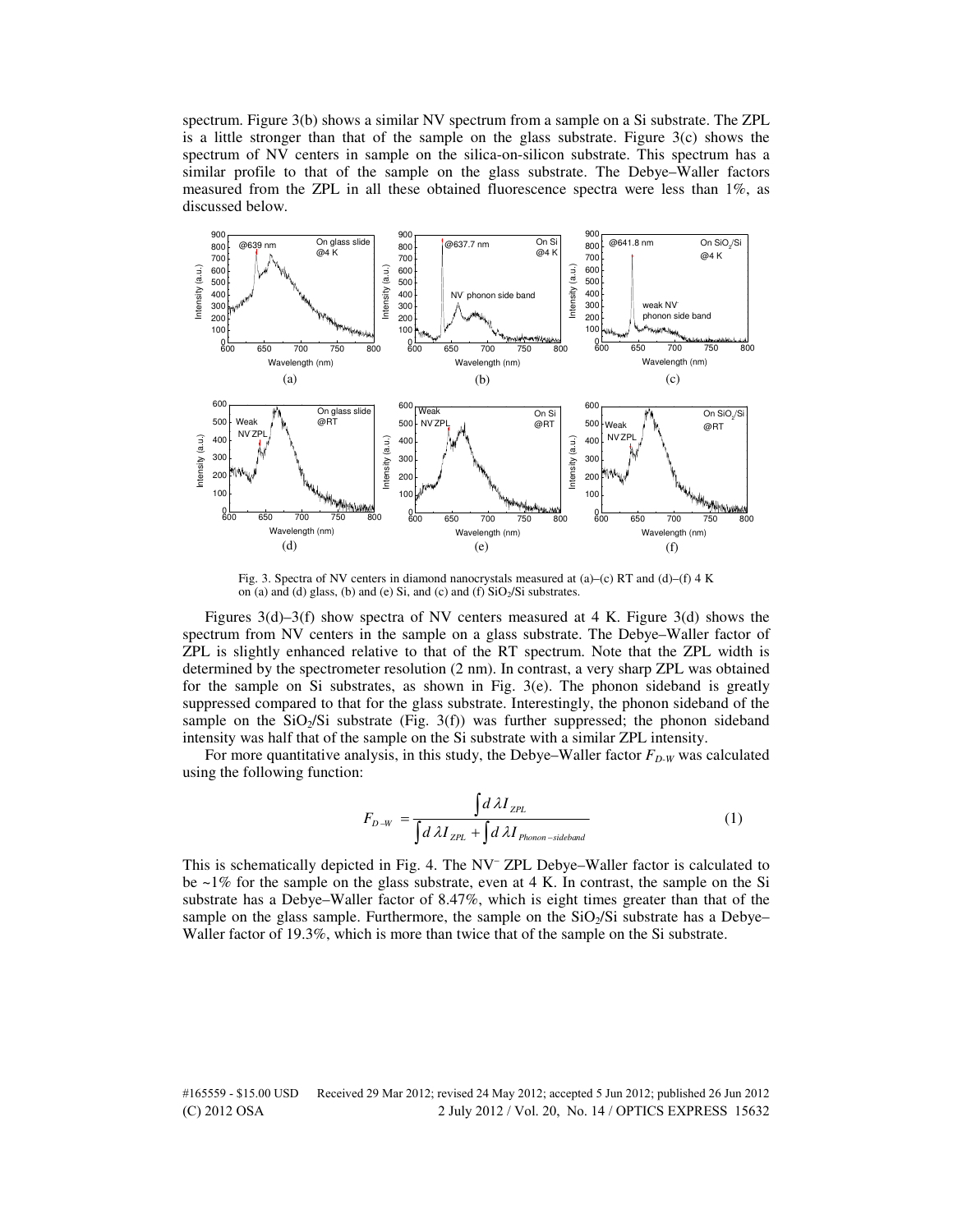spectrum. Figure 3(b) shows a similar NV spectrum from a sample on a Si substrate. The ZPL is a little stronger than that of the sample on the glass substrate. Figure 3(c) shows the spectrum of NV centers in sample on the silica-on-silicon substrate. This spectrum has a similar profile to that of the sample on the glass substrate. The Debye–Waller factors measured from the ZPL in all these obtained fluorescence spectra were less than 1%, as discussed below.

Fig. 3. Spectra of NV centers in diamond nanocrystals measured at (a)–(c) RT and (d)–(f) 4 K on (a) and (d) glass, (b) and (e) Si, and (c) and (f) $SiO_2$/Si substrates.

Figures 3(d)–3(f) show spectra of NV centers measured at 4 K. Figure 3(d) shows the spectrum from NV centers in the sample on a glass substrate. The Debye–Waller factor of ZPL is slightly enhanced relative to that of the RT spectrum. Note that the ZPL width is determined by the spectrometer resolution (2 nm). In contrast, a very sharp ZPL was obtained for the sample on Si substrates, as shown in Fig. 3(e). The phonon sideband is greatly suppressed compared to that for the glass substrate. Interestingly, the phonon sideband of the sample on the $SiO_2$/Si substrate (Fig. 3(f)) was further suppressed; the phonon sideband intensity was half that of the sample on the Si substrate with a similar ZPL intensity.

For more quantitative analysis, in this study, the Debye–Waller factor $F_{D\text{-}W}$ was calculated using the following function:

$$F_{D-W} = \frac{\int d\lambda I_{ZPL}}{\int d\lambda I_{ZPL} + \int d\lambda I_{Phonon-sideband}} \tag{1}$$

This is schematically depicted in Fig. 4. The $NV^-$ ZPL Debye–Waller factor is calculated to be ~1% for the sample on the glass substrate, even at 4 K. In contrast, the sample on the Si substrate has a Debye–Waller factor of 8.47%, which is eight times greater than that of the sample on the glass sample. Furthermore, the sample on the $SiO_2$/Si substrate has a Debye–Waller factor of 19.3%, which is more than twice that of the sample on the Si substrate.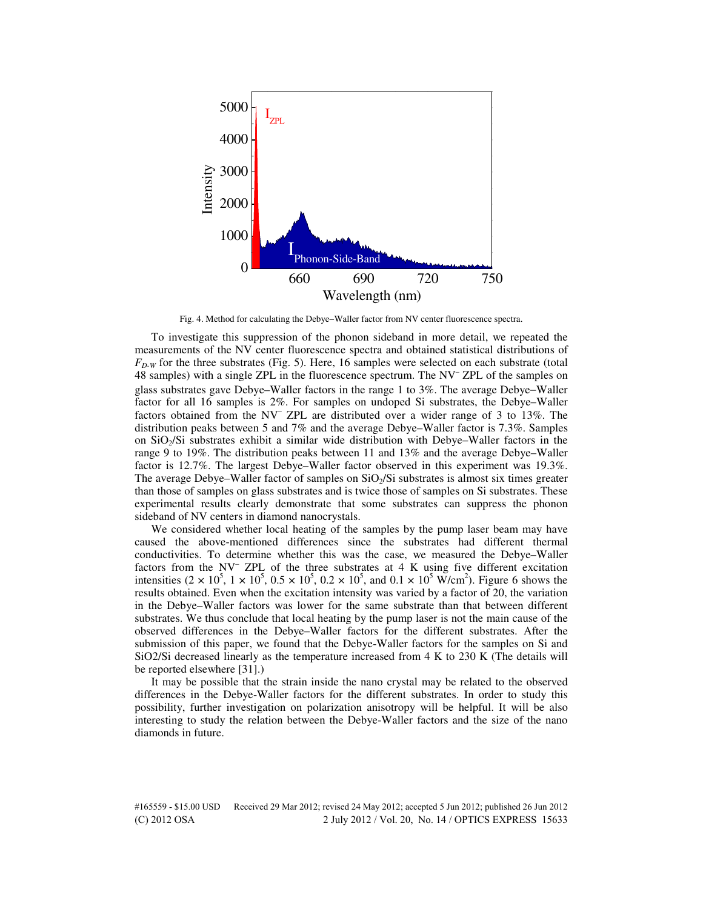Fig. 4. Method for calculating the Debye–Waller factor from NV center fluorescence spectra.

To investigate this suppression of the phonon sideband in more detail, we repeated the measurements of the NV center fluorescence spectra and obtained statistical distributions of $F_{D\text{-}W}$ for the three substrates (Fig. 5). Here, 16 samples were selected on each substrate (total 48 samples) with a single ZPL in the fluorescence spectrum. The $NV^-$ ZPL of the samples on glass substrates gave Debye–Waller factors in the range 1 to 3%. The average Debye–Waller factor for all 16 samples is 2%. For samples on undoped Si substrates, the Debye–Waller factors obtained from the $NV^-$ ZPL are distributed over a wider range of 3 to 13%. The distribution peaks between 5 and 7% and the average Debye–Waller factor is 7.3%. Samples on $SiO_2$/Si substrates exhibit a similar wide distribution with Debye–Waller factors in the range 9 to 19%. The distribution peaks between 11 and 13% and the average Debye–Waller factor is 12.7%. The largest Debye–Waller factor observed in this experiment was 19.3%. The average Debye–Waller factor of samples on $SiO_2$/Si substrates is almost six times greater than those of samples on glass substrates and is twice those of samples on Si substrates. These experimental results clearly demonstrate that some substrates can suppress the phonon sideband of NV centers in diamond nanocrystals.

We considered whether local heating of the samples by the pump laser beam may have caused the above-mentioned differences since the substrates had different thermal conductivities. To determine whether this was the case, we measured the Debye–Waller factors from the $NV^-$ ZPL of the three substrates at 4 K using five different excitation intensities ($2 \times 10^5$, $1 \times 10^5$, $0.5 \times 10^5$, $0.2 \times 10^5$, and $0.1 \times 10^5$ W/cm$^2$). Figure 6 shows the results obtained. Even when the excitation intensity was varied by a factor of 20, the variation in the Debye–Waller factors was lower for the same substrate than that between different substrates. We thus conclude that local heating by the pump laser is not the main cause of the observed differences in the Debye–Waller factors for the different substrates. After the submission of this paper, we found that the Debye-Waller factors for the samples on Si and SiO2/Si decreased linearly as the temperature increased from 4 K to 230 K (The details will be reported elsewhere [31].)

It may be possible that the strain inside the nano crystal may be related to the observed differences in the Debye-Waller factors for the different substrates. In order to study this possibility, further investigation on polarization anisotropy will be helpful. It will be also interesting to study the relation between the Debye-Waller factors and the size of the nano diamonds in future.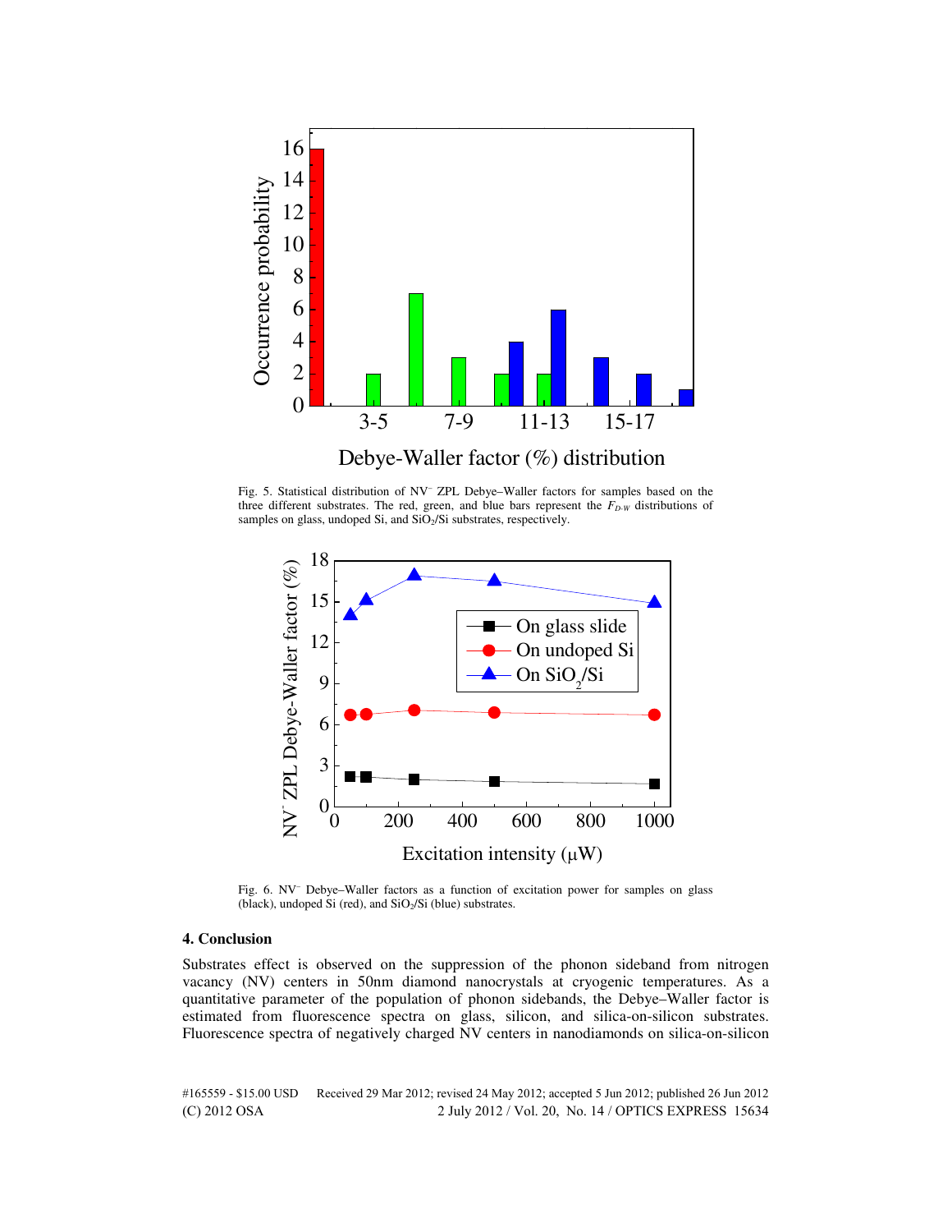Fig. 5. Statistical distribution of NV⁻ ZPL Debye–Waller factors for samples based on the three different substrates. The red, green, and blue bars represent the $F_{D-W}$ distributions of samples on glass, undoped Si, and $SiO_2$/Si substrates, respectively.

Fig. 6. NV⁻ Debye–Waller factors as a function of excitation power for samples on glass (black), undoped Si (red), and $SiO_2$/Si (blue) substrates.

## 4. Conclusion

Substrates effect is observed on the suppression of the phonon sideband from nitrogen vacancy (NV) centers in 50nm diamond nanocrystals at cryogenic temperatures. As a quantitative parameter of the population of phonon sidebands, the Debye–Waller factor is estimated from fluorescence spectra on glass, silicon, and silica-on-silicon substrates. Fluorescence spectra of negatively charged NV centers in nanodiamonds on silica-on-silicon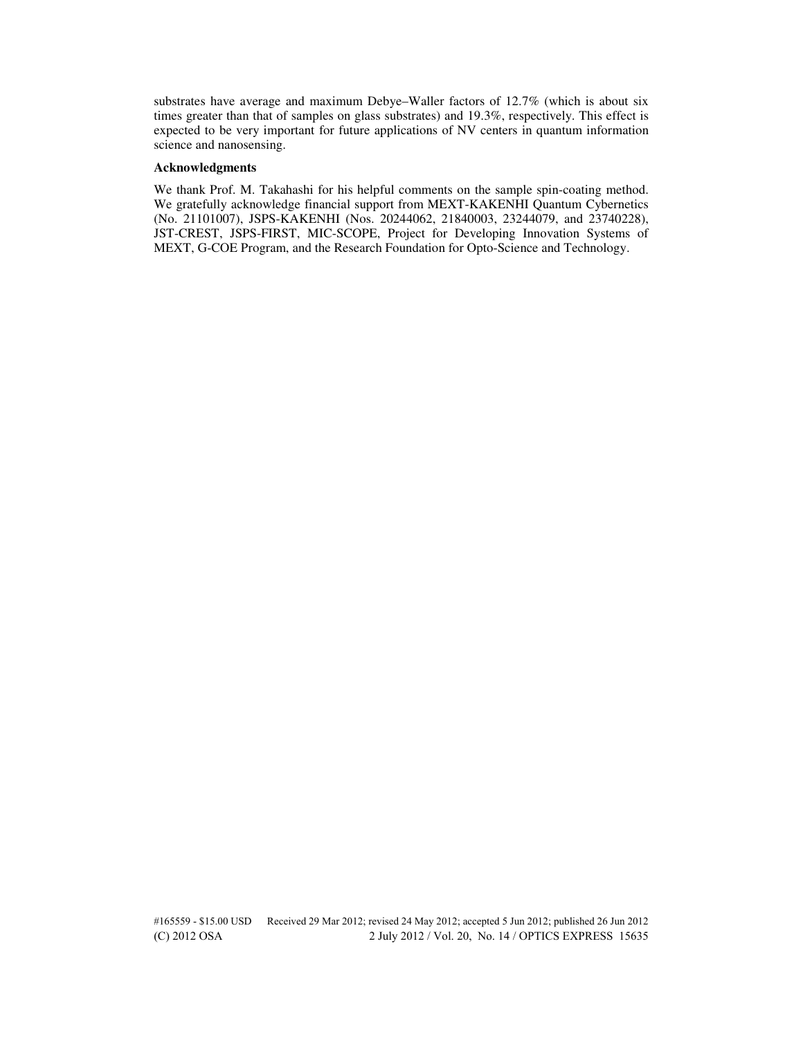substrates have average and maximum Debye–Waller factors of 12.7% (which is about six times greater than that of samples on glass substrates) and 19.3%, respectively. This effect is expected to be very important for future applications of NV centers in quantum information science and nanosensing.

**Acknowledgments**

We thank Prof. M. Takahashi for his helpful comments on the sample spin-coating method. We gratefully acknowledge financial support from MEXT-KAKENHI Quantum Cybernetics (No. 21101007), JSPS-KAKENHI (Nos. 20244062, 21840003, 23244079, and 23740228), JST-CREST, JSPS-FIRST, MIC-SCOPE, Project for Developing Innovation Systems of MEXT, G-COE Program, and the Research Foundation for Opto-Science and Technology.